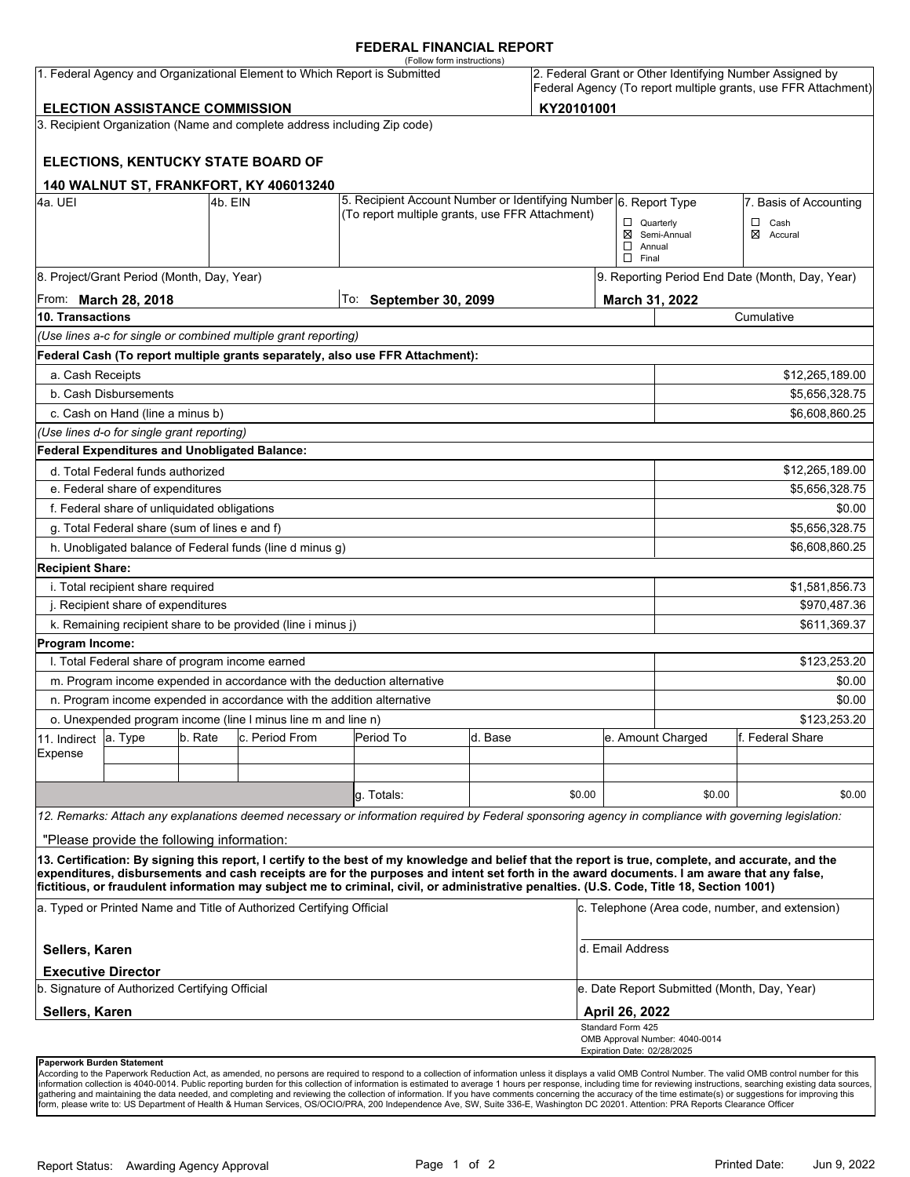# FEDERAL FINANCIAL REPORT

(Follow form instructions)

| 1. Federal Agency and Organizational Element to Which Report is Submitted | 2. Federal Grant or Other Identifying Number Assigned by Federal Agency (To report multiple grants, use FFR Attachment) |
|---|---|
| **ELECTION ASSISTANCE COMMISSION** | **KY20101001** |

3. Recipient Organization (Name and complete address including Zip code)

**ELECTIONS, KENTUCKY STATE BOARD OF**

**140 WALNUT ST, FRANKFORT, KY 406013240**

| 4a. UEI | 4b. EIN | 5. Recipient Account Number or Identifying Number (To report multiple grants, use FFR Attachment) | 6. Report Type | 7. Basis of Accounting |
|---|---|---|---|---|
| | | | ☐ Quarterly<br>☒ Semi-Annual<br>☐ Annual<br>☐ Final | ☐ Cash<br>☒ Accural |

| 8. Project/Grant Period (Month, Day, Year) | | 9. Reporting Period End Date (Month, Day, Year) |
|---|---|---|
| From: **March 28, 2018** | To: **September 30, 2099** | **March 31, 2022** |

| 10. Transactions | Cumulative |
|---|---|
| *(Use lines a-c for single or combined multiple grant reporting)* | |
| **Federal Cash (To report multiple grants separately, also use FFR Attachment):** | |
| a. Cash Receipts | $12,265,189.00 |
| b. Cash Disbursements | $5,656,328.75 |
| c. Cash on Hand (line a minus b) | $6,608,860.25 |
| *(Use lines d-o for single grant reporting)* | |
| **Federal Expenditures and Unobligated Balance:** | |
| d. Total Federal funds authorized | $12,265,189.00 |
| e. Federal share of expenditures | $5,656,328.75 |
| f. Federal share of unliquidated obligations | $0.00 |
| g. Total Federal share (sum of lines e and f) | $5,656,328.75 |
| h. Unobligated balance of Federal funds (line d minus g) | $6,608,860.25 |
| **Recipient Share:** | |
| i. Total recipient share required | $1,581,856.73 |
| j. Recipient share of expenditures | $970,487.36 |
| k. Remaining recipient share to be provided (line i minus j) | $611,369.37 |
| **Program Income:** | |
| l. Total Federal share of program income earned | $123,253.20 |
| m. Program income expended in accordance with the deduction alternative | $0.00 |
| n. Program income expended in accordance with the addition alternative | $0.00 |
| o. Unexpended program income (line l minus line m and line n) | $123,253.20 |

| 11. Indirect Expense | a. Type | b. Rate | c. Period From | Period To | d. Base | e. Amount Charged | f. Federal Share |
|---|---|---|---|---|---|---|---|
| | | | | | | | |
| | | | | | | | |
| | | | | g. Totals: | $0.00 | $0.00 | $0.00 |

*12. Remarks: Attach any explanations deemed necessary or information required by Federal sponsoring agency in compliance with governing legislation:*

"Please provide the following information:

**13. Certification: By signing this report, I certify to the best of my knowledge and belief that the report is true, complete, and accurate, and the expenditures, disbursements and cash receipts are for the purposes and intent set forth in the award documents. I am aware that any false, fictitious, or fraudulent information may subject me to criminal, civil, or administrative penalties. (U.S. Code, Title 18, Section 1001)**

| a. Typed or Printed Name and Title of Authorized Certifying Official | c. Telephone (Area code, number, and extension) |
|---|---|
| **Sellers, Karen**<br>**Executive Director** | d. Email Address |
| b. Signature of Authorized Certifying Official | e. Date Report Submitted (Month, Day, Year) |
| **Sellers, Karen** | **April 26, 2022** |

Standard Form 425
OMB Approval Number: 4040-0014
Expiration Date: 02/28/2025

**Paperwork Burden Statement**
According to the Paperwork Reduction Act, as amended, no persons are required to respond to a collection of information unless it displays a valid OMB Control Number. The valid OMB control number for this information collection is 4040-0014. Public reporting burden for this collection of information is estimated to average 1 hours per response, including time for reviewing instructions, searching existing data sources, gathering and maintaining the data needed, and completing and reviewing the collection of information. If you have comments concerning the accuracy of the time estimate(s) or suggestions for improving this form, please write to: US Department of Health & Human Services, OS/OCIO/PRA, 200 Independence Ave, SW, Suite 336-E, Washington DC 20201. Attention: PRA Reports Clearance Officer

Report Status: Awarding Agency Approval

Printed Date: Jun 9, 2022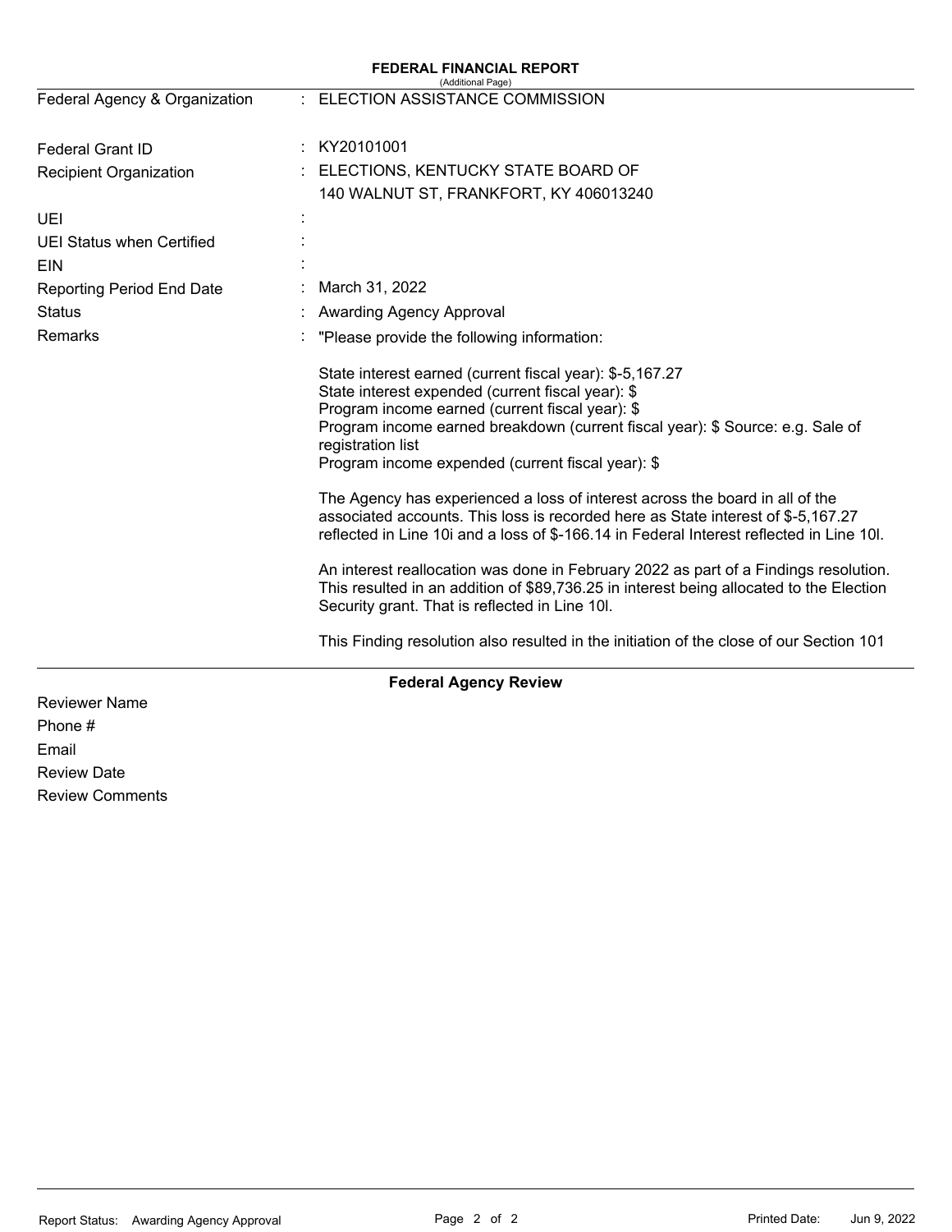**FEDERAL FINANCIAL REPORT**
(Additional Page)

| | | |
|---|---|---|
| Federal Agency & Organization | : | ELECTION ASSISTANCE COMMISSION |
| Federal Grant ID | : | KY20101001 |
| Recipient Organization | : | ELECTIONS, KENTUCKY STATE BOARD OF<br>140 WALNUT ST, FRANKFORT, KY 406013240 |
| UEI | : | |
| UEI Status when Certified | : | |
| EIN | : | |
| Reporting Period End Date | : | March 31, 2022 |
| Status | : | Awarding Agency Approval |
| Remarks | : | "Please provide the following information: |

State interest earned (current fiscal year): $-5,167.27
State interest expended (current fiscal year): $
Program income earned (current fiscal year): $
Program income earned breakdown (current fiscal year): $ Source: e.g. Sale of registration list
Program income expended (current fiscal year): $

The Agency has experienced a loss of interest across the board in all of the associated accounts. This loss is recorded here as State interest of $-5,167.27 reflected in Line 10i and a loss of $-166.14 in Federal Interest reflected in Line 10l.

An interest reallocation was done in February 2022 as part of a Findings resolution. This resulted in an addition of $89,736.25 in interest being allocated to the Election Security grant. That is reflected in Line 10l.

This Finding resolution also resulted in the initiation of the close of our Section 101

**Federal Agency Review**

Reviewer Name

Phone #

Email

Review Date

Review Comments

Report Status: Awarding Agency Approval

Printed Date: Jun 9, 2022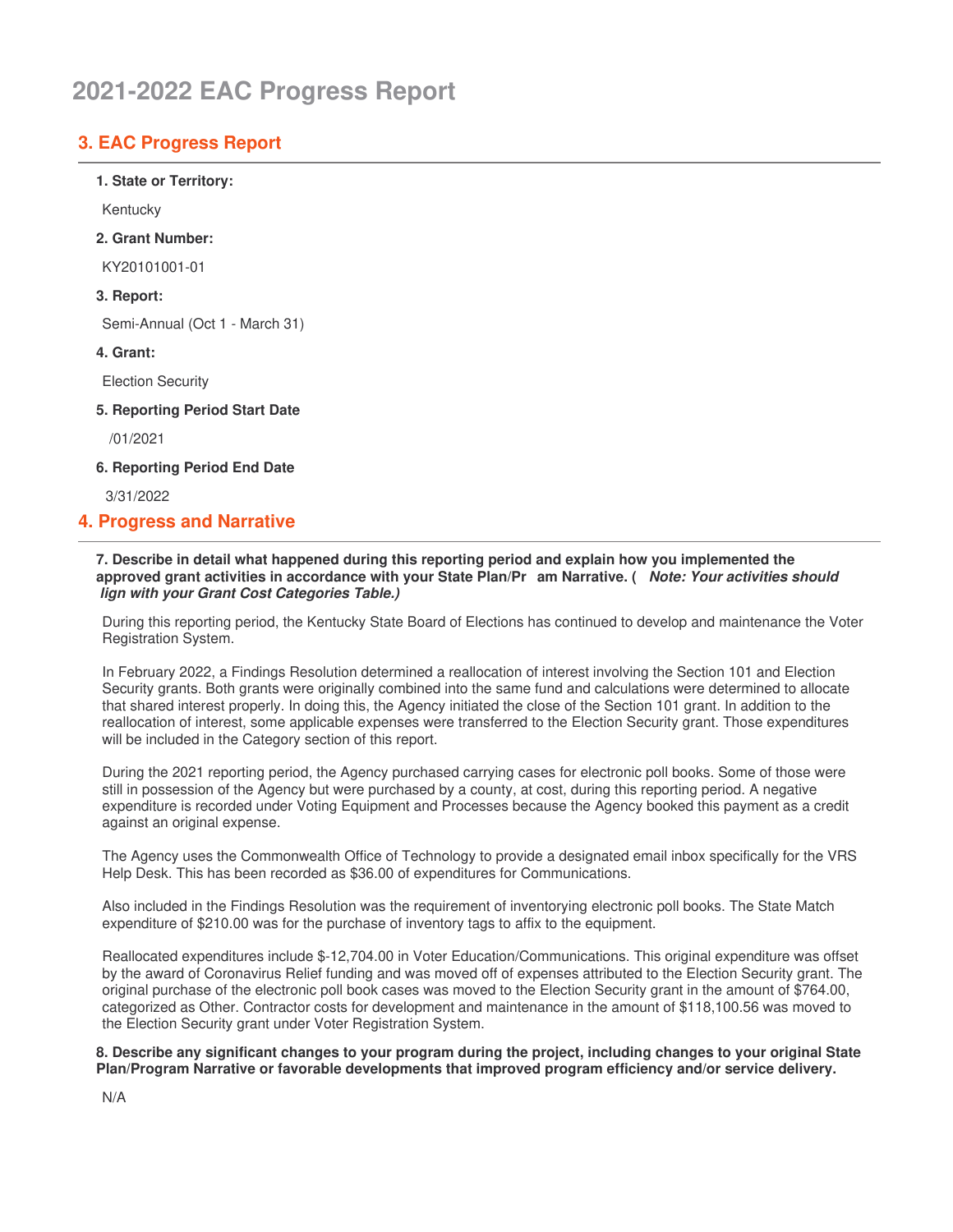# 2021-2022 EAC Progress Report

## 3. EAC Progress Report

**1. State or Territory:**

Kentucky

**2. Grant Number:**

KY20101001-01

**3. Report:**

Semi-Annual (Oct 1 - March 31)

**4. Grant:**

Election Security

**5. Reporting Period Start Date**

/01/2021

**6. Reporting Period End Date**

3/31/2022

## 4. Progress and Narrative

**7. Describe in detail what happened during this reporting period and explain how you implemented the approved grant activities in accordance with your State Plan/Pr am Narrative. (** ***Note: Your activities should lign with your Grant Cost Categories Table.)***

During this reporting period, the Kentucky State Board of Elections has continued to develop and maintenance the Voter Registration System.

In February 2022, a Findings Resolution determined a reallocation of interest involving the Section 101 and Election Security grants. Both grants were originally combined into the same fund and calculations were determined to allocate that shared interest properly. In doing this, the Agency initiated the close of the Section 101 grant. In addition to the reallocation of interest, some applicable expenses were transferred to the Election Security grant. Those expenditures will be included in the Category section of this report.

During the 2021 reporting period, the Agency purchased carrying cases for electronic poll books. Some of those were still in possession of the Agency but were purchased by a county, at cost, during this reporting period. A negative expenditure is recorded under Voting Equipment and Processes because the Agency booked this payment as a credit against an original expense.

The Agency uses the Commonwealth Office of Technology to provide a designated email inbox specifically for the VRS Help Desk. This has been recorded as $36.00 of expenditures for Communications.

Also included in the Findings Resolution was the requirement of inventorying electronic poll books. The State Match expenditure of $210.00 was for the purchase of inventory tags to affix to the equipment.

Reallocated expenditures include $-12,704.00 in Voter Education/Communications. This original expenditure was offset by the award of Coronavirus Relief funding and was moved off of expenses attributed to the Election Security grant. The original purchase of the electronic poll book cases was moved to the Election Security grant in the amount of $764.00, categorized as Other. Contractor costs for development and maintenance in the amount of $118,100.56 was moved to the Election Security grant under Voter Registration System.

**8. Describe any significant changes to your program during the project, including changes to your original State Plan/Program Narrative or favorable developments that improved program efficiency and/or service delivery.**

N/A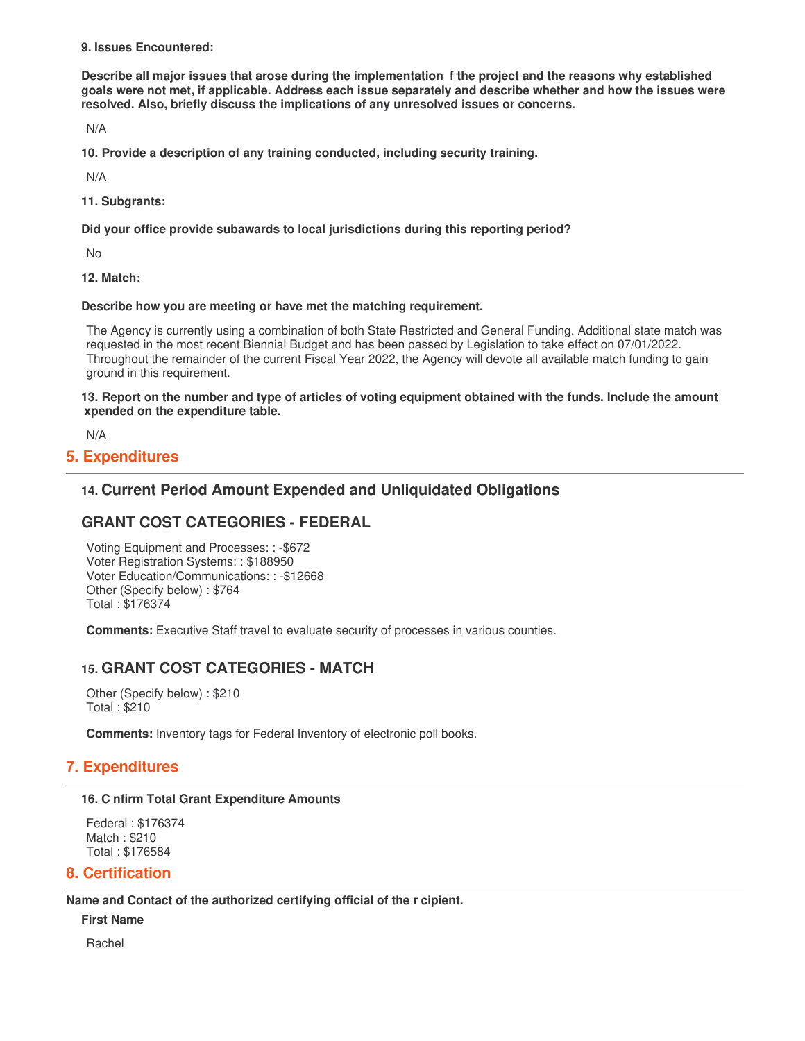**9. Issues Encountered:**

**Describe all major issues that arose during the implementation f the project and the reasons why established goals were not met, if applicable. Address each issue separately and describe whether and how the issues were resolved. Also, briefly discuss the implications of any unresolved issues or concerns.**

N/A

**10. Provide a description of any training conducted, including security training.**

N/A

**11. Subgrants:**

**Did your office provide subawards to local jurisdictions during this reporting period?**

No

**12. Match:**

**Describe how you are meeting or have met the matching requirement.**

The Agency is currently using a combination of both State Restricted and General Funding. Additional state match was requested in the most recent Biennial Budget and has been passed by Legislation to take effect on 07/01/2022. Throughout the remainder of the current Fiscal Year 2022, the Agency will devote all available match funding to gain ground in this requirement.

**13. Report on the number and type of articles of voting equipment obtained with the funds. Include the amount xpended on the expenditure table.**

N/A

## 5. Expenditures

### 14. Current Period Amount Expended and Unliquidated Obligations

### GRANT COST CATEGORIES - FEDERAL

Voting Equipment and Processes: : -$672
Voter Registration Systems: : $188950
Voter Education/Communications: : -$12668
Other (Specify below) : $764
Total : $176374

**Comments:** Executive Staff travel to evaluate security of processes in various counties.

### 15. GRANT COST CATEGORIES - MATCH

Other (Specify below) : $210
Total : $210

**Comments:** Inventory tags for Federal Inventory of electronic poll books.

## 7. Expenditures

**16. C nfirm Total Grant Expenditure Amounts**

Federal : $176374
Match : $210
Total : $176584

## 8. Certification

**Name and Contact of the authorized certifying official of the r cipient.**

**First Name**

Rachel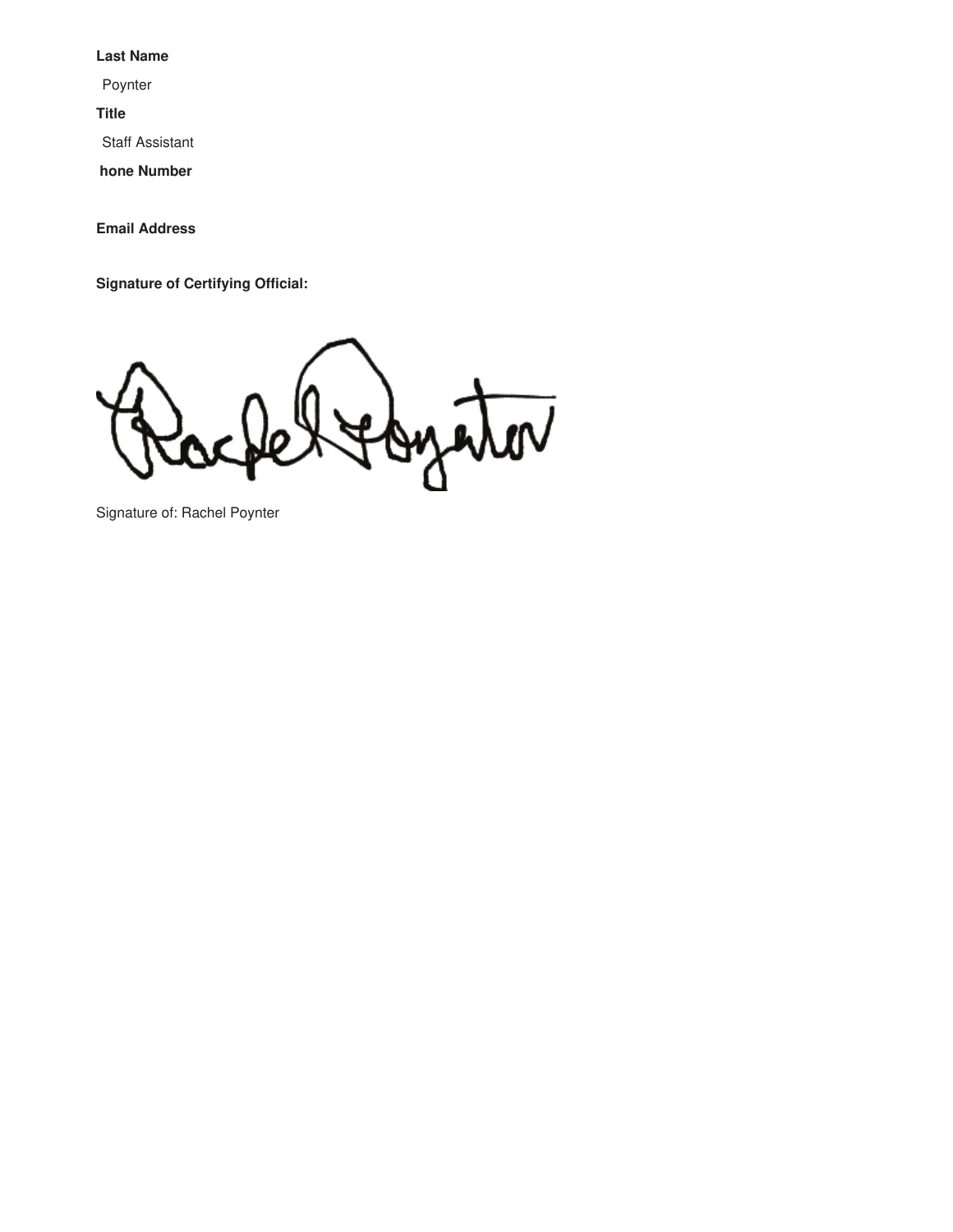**Last Name**

Poynter

**Title**

Staff Assistant

**hone Number**

**Email Address**

**Signature of Certifying Official:**

Signature of: Rachel Poynter